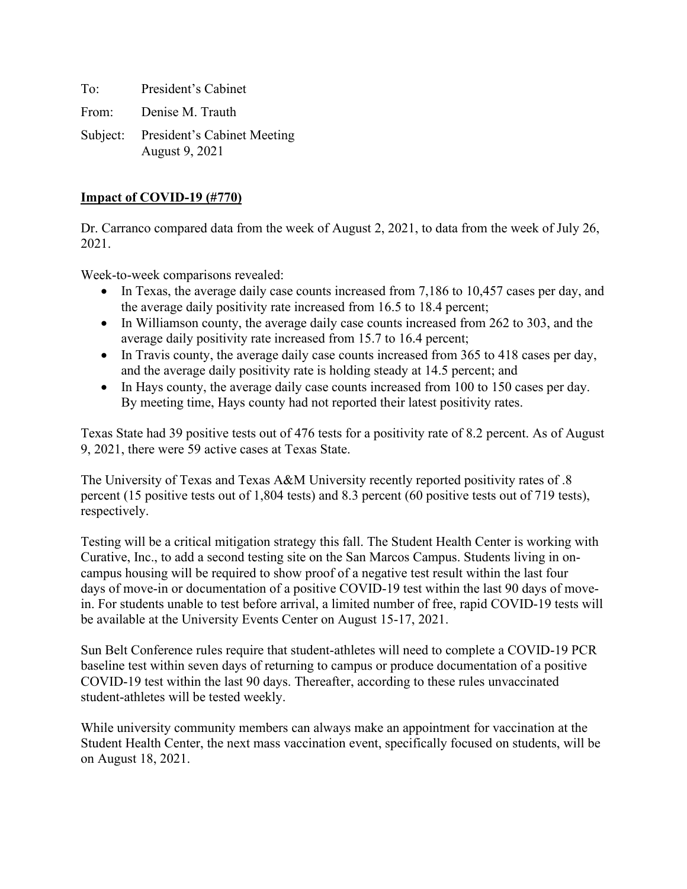To: President's Cabinet

From: Denise M. Trauth

Subject: President's Cabinet Meeting
August 9, 2021

**Impact of COVID-19 (#770)**

Dr. Carranco compared data from the week of August 2, 2021, to data from the week of July 26, 2021.

Week-to-week comparisons revealed:

- In Texas, the average daily case counts increased from 7,186 to 10,457 cases per day, and the average daily positivity rate increased from 16.5 to 18.4 percent;
- In Williamson county, the average daily case counts increased from 262 to 303, and the average daily positivity rate increased from 15.7 to 16.4 percent;
- In Travis county, the average daily case counts increased from 365 to 418 cases per day, and the average daily positivity rate is holding steady at 14.5 percent; and
- In Hays county, the average daily case counts increased from 100 to 150 cases per day. By meeting time, Hays county had not reported their latest positivity rates.

Texas State had 39 positive tests out of 476 tests for a positivity rate of 8.2 percent. As of August 9, 2021, there were 59 active cases at Texas State.

The University of Texas and Texas A&M University recently reported positivity rates of .8 percent (15 positive tests out of 1,804 tests) and 8.3 percent (60 positive tests out of 719 tests), respectively.

Testing will be a critical mitigation strategy this fall. The Student Health Center is working with Curative, Inc., to add a second testing site on the San Marcos Campus. Students living in on-campus housing will be required to show proof of a negative test result within the last four days of move-in or documentation of a positive COVID-19 test within the last 90 days of move-in. For students unable to test before arrival, a limited number of free, rapid COVID-19 tests will be available at the University Events Center on August 15-17, 2021.

Sun Belt Conference rules require that student-athletes will need to complete a COVID-19 PCR baseline test within seven days of returning to campus or produce documentation of a positive COVID-19 test within the last 90 days. Thereafter, according to these rules unvaccinated student-athletes will be tested weekly.

While university community members can always make an appointment for vaccination at the Student Health Center, the next mass vaccination event, specifically focused on students, will be on August 18, 2021.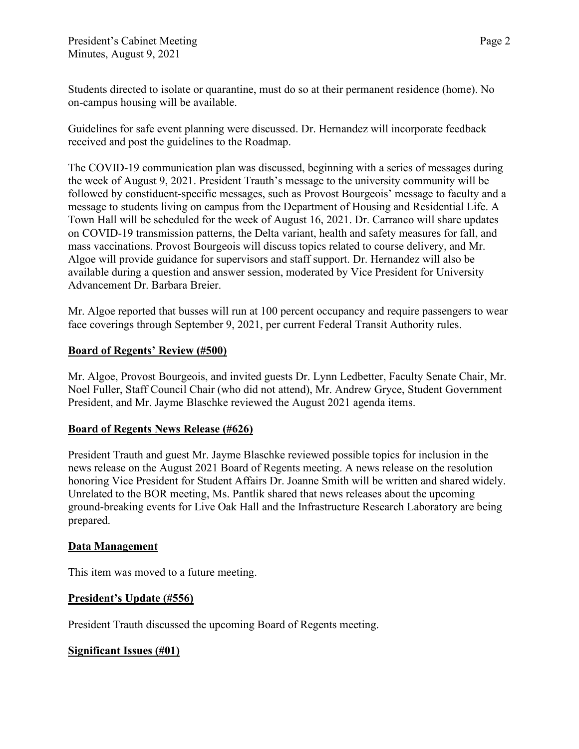Students directed to isolate or quarantine, must do so at their permanent residence (home). No on-campus housing will be available.

Guidelines for safe event planning were discussed. Dr. Hernandez will incorporate feedback received and post the guidelines to the Roadmap.

The COVID-19 communication plan was discussed, beginning with a series of messages during the week of August 9, 2021. President Trauth's message to the university community will be followed by constiduent-specific messages, such as Provost Bourgeois' message to faculty and a message to students living on campus from the Department of Housing and Residential Life. A Town Hall will be scheduled for the week of August 16, 2021. Dr. Carranco will share updates on COVID-19 transmission patterns, the Delta variant, health and safety measures for fall, and mass vaccinations. Provost Bourgeois will discuss topics related to course delivery, and Mr. Algoe will provide guidance for supervisors and staff support. Dr. Hernandez will also be available during a question and answer session, moderated by Vice President for University Advancement Dr. Barbara Breier.

Mr. Algoe reported that busses will run at 100 percent occupancy and require passengers to wear face coverings through September 9, 2021, per current Federal Transit Authority rules.

**Board of Regents' Review (#500)**

Mr. Algoe, Provost Bourgeois, and invited guests Dr. Lynn Ledbetter, Faculty Senate Chair, Mr. Noel Fuller, Staff Council Chair (who did not attend), Mr. Andrew Gryce, Student Government President, and Mr. Jayme Blaschke reviewed the August 2021 agenda items.

**Board of Regents News Release (#626)**

President Trauth and guest Mr. Jayme Blaschke reviewed possible topics for inclusion in the news release on the August 2021 Board of Regents meeting. A news release on the resolution honoring Vice President for Student Affairs Dr. Joanne Smith will be written and shared widely. Unrelated to the BOR meeting, Ms. Pantlik shared that news releases about the upcoming ground-breaking events for Live Oak Hall and the Infrastructure Research Laboratory are being prepared.

**Data Management**

This item was moved to a future meeting.

**President's Update (#556)**

President Trauth discussed the upcoming Board of Regents meeting.

**Significant Issues (#01)**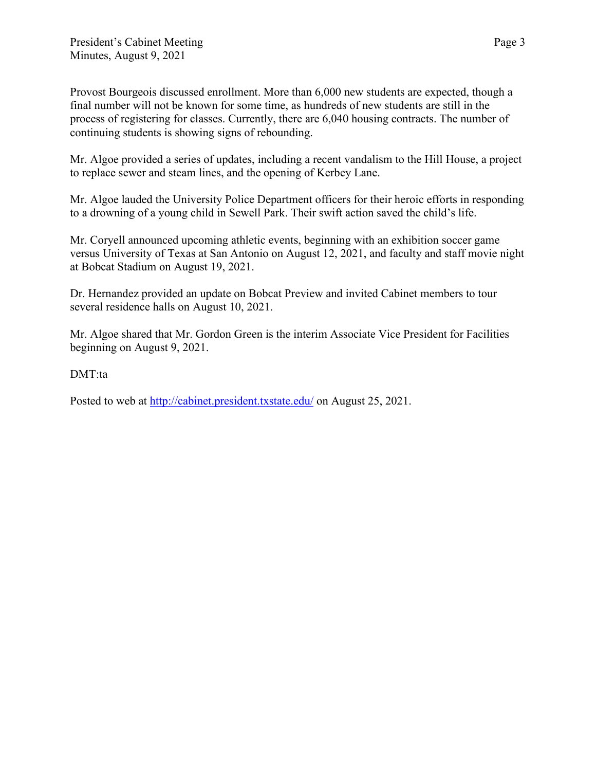Provost Bourgeois discussed enrollment. More than 6,000 new students are expected, though a final number will not be known for some time, as hundreds of new students are still in the process of registering for classes. Currently, there are 6,040 housing contracts. The number of continuing students is showing signs of rebounding.

Mr. Algoe provided a series of updates, including a recent vandalism to the Hill House, a project to replace sewer and steam lines, and the opening of Kerbey Lane.

Mr. Algoe lauded the University Police Department officers for their heroic efforts in responding to a drowning of a young child in Sewell Park. Their swift action saved the child's life.

Mr. Coryell announced upcoming athletic events, beginning with an exhibition soccer game versus University of Texas at San Antonio on August 12, 2021, and faculty and staff movie night at Bobcat Stadium on August 19, 2021.

Dr. Hernandez provided an update on Bobcat Preview and invited Cabinet members to tour several residence halls on August 10, 2021.

Mr. Algoe shared that Mr. Gordon Green is the interim Associate Vice President for Facilities beginning on August 9, 2021.

DMT:ta

Posted to web at [http://cabinet.president.txstate.edu/](http://cabinet.president.txstate.edu/) on August 25, 2021.